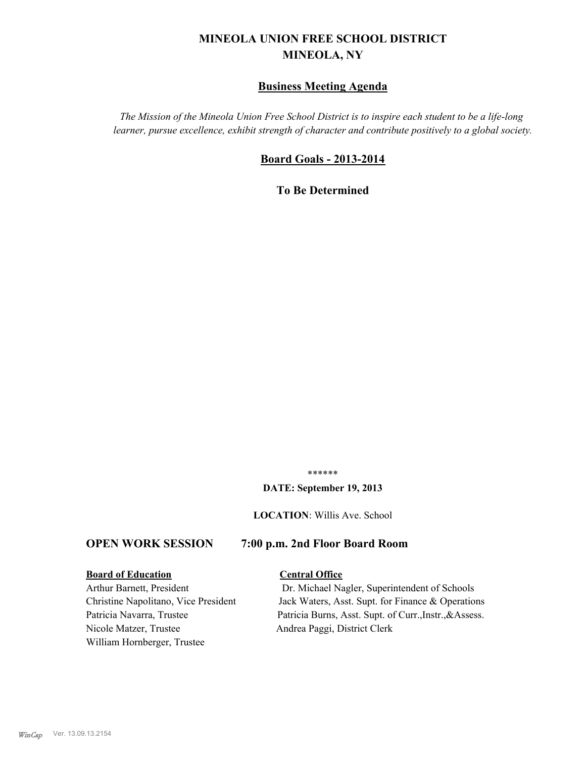# MINEOLA UNION FREE SCHOOL DISTRICT
## MINEOLA, NY

### Business Meeting Agenda

*The Mission of the Mineola Union Free School District is to inspire each student to be a life-long learner, pursue excellence, exhibit strength of character and contribute positively to a global society.*

### Board Goals - 2013-2014

**To Be Determined**

******

**DATE: September 19, 2013**

**LOCATION**: Willis Ave. School

### OPEN WORK SESSION 7:00 p.m. 2nd Floor Board Room

**Board of Education**

Arthur Barnett, President
Christine Napolitano, Vice President
Patricia Navarra, Trustee
Nicole Matzer, Trustee
William Hornberger, Trustee

**Central Office**

Dr. Michael Nagler, Superintendent of Schools
Jack Waters, Asst. Supt. for Finance & Operations
Patricia Burns, Asst. Supt. of Curr.,Instr.,&Assess.
Andrea Paggi, District Clerk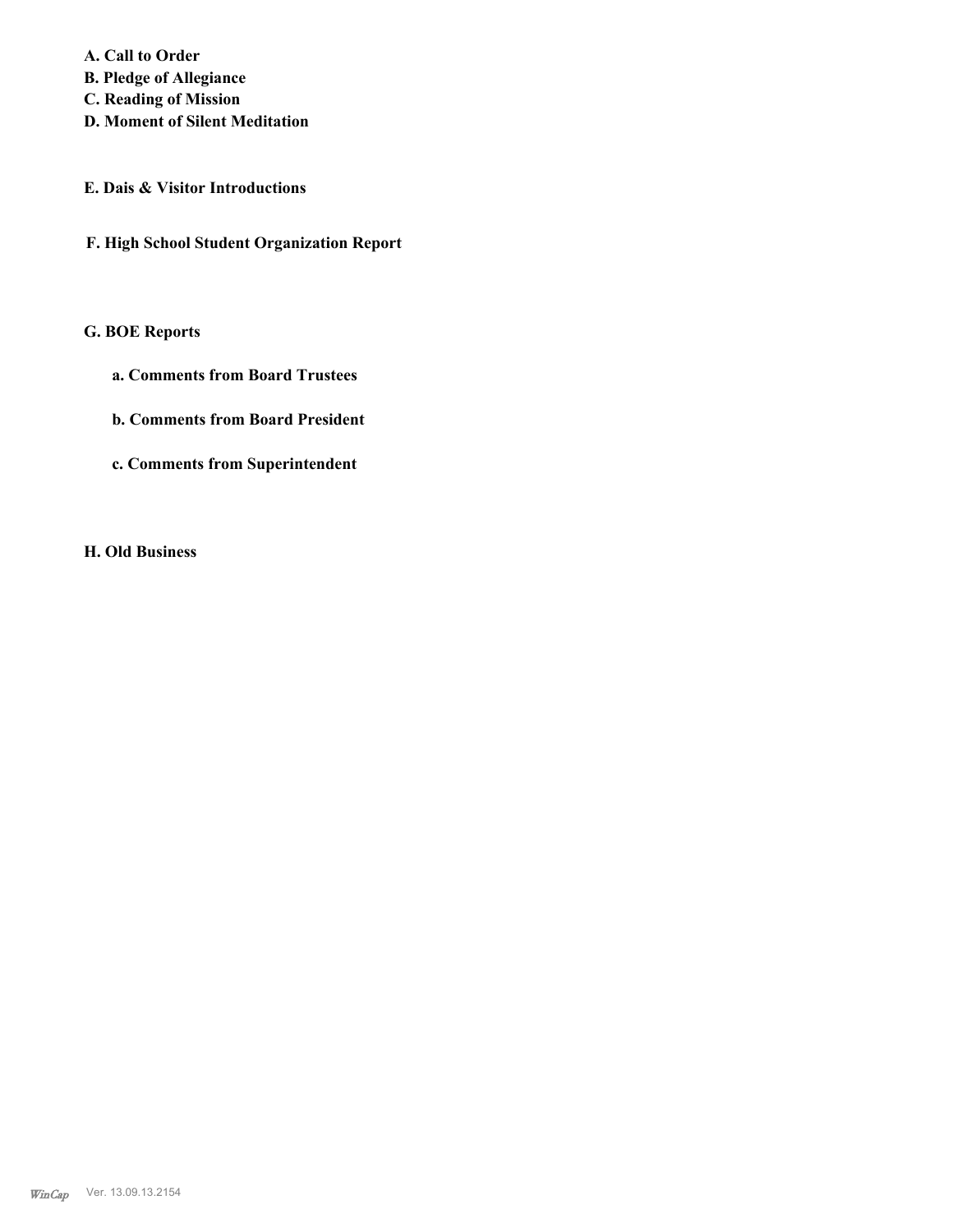**A. Call to Order**
**B. Pledge of Allegiance**
**C. Reading of Mission**
**D. Moment of Silent Meditation**

**E. Dais & Visitor Introductions**

**F. High School Student Organization Report**

**G. BOE Reports**

**a. Comments from Board Trustees**

**b. Comments from Board President**

**c. Comments from Superintendent**

**H. Old Business**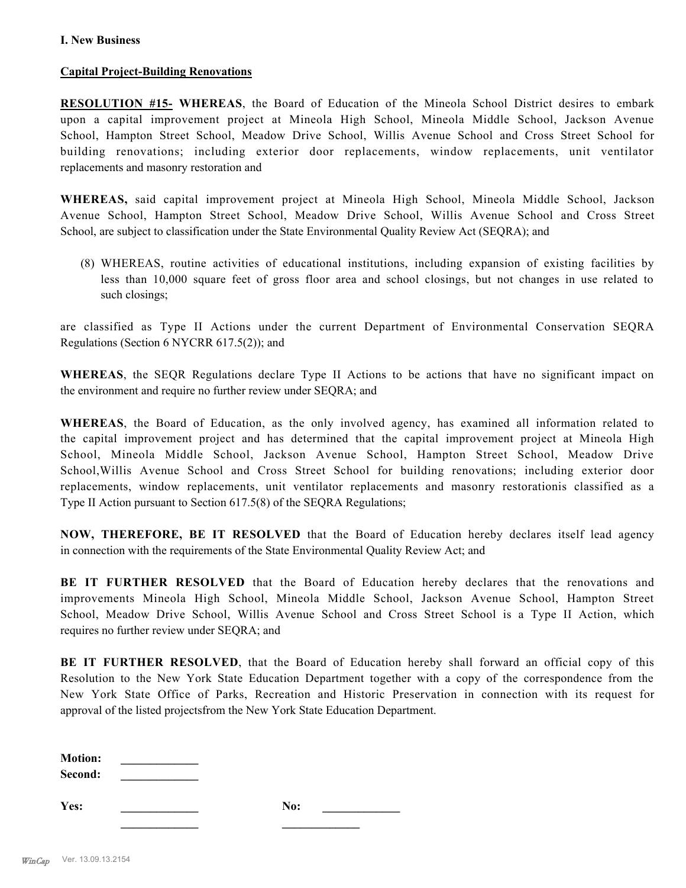**I. New Business**

**Capital Project-Building Renovations**

**RESOLUTION #15- WHEREAS**, the Board of Education of the Mineola School District desires to embark upon a capital improvement project at Mineola High School, Mineola Middle School, Jackson Avenue School, Hampton Street School, Meadow Drive School, Willis Avenue School and Cross Street School for building renovations; including exterior door replacements, window replacements, unit ventilator replacements and masonry restoration and

**WHEREAS,** said capital improvement project at Mineola High School, Mineola Middle School, Jackson Avenue School, Hampton Street School, Meadow Drive School, Willis Avenue School and Cross Street School, are subject to classification under the State Environmental Quality Review Act (SEQRA); and

> (8) WHEREAS, routine activities of educational institutions, including expansion of existing facilities by less than 10,000 square feet of gross floor area and school closings, but not changes in use related to such closings;

are classified as Type II Actions under the current Department of Environmental Conservation SEQRA Regulations (Section 6 NYCRR 617.5(2)); and

**WHEREAS**, the SEQR Regulations declare Type II Actions to be actions that have no significant impact on the environment and require no further review under SEQRA; and

**WHEREAS**, the Board of Education, as the only involved agency, has examined all information related to the capital improvement project and has determined that the capital improvement project at Mineola High School, Mineola Middle School, Jackson Avenue School, Hampton Street School, Meadow Drive School,Willis Avenue School and Cross Street School for building renovations; including exterior door replacements, window replacements, unit ventilator replacements and masonry restorationis classified as a Type II Action pursuant to Section 617.5(8) of the SEQRA Regulations;

**NOW, THEREFORE, BE IT RESOLVED** that the Board of Education hereby declares itself lead agency in connection with the requirements of the State Environmental Quality Review Act; and

**BE IT FURTHER RESOLVED** that the Board of Education hereby declares that the renovations and improvements Mineola High School, Mineola Middle School, Jackson Avenue School, Hampton Street School, Meadow Drive School, Willis Avenue School and Cross Street School is a Type II Action, which requires no further review under SEQRA; and

**BE IT FURTHER RESOLVED**, that the Board of Education hereby shall forward an official copy of this Resolution to the New York State Education Department together with a copy of the correspondence from the New York State Office of Parks, Recreation and Historic Preservation in connection with its request for approval of the listed projectsfrom the New York State Education Department.

**Motion:** _____________
**Second:** _____________

**Yes:** _____________ **No:** _____________
_____________ _____________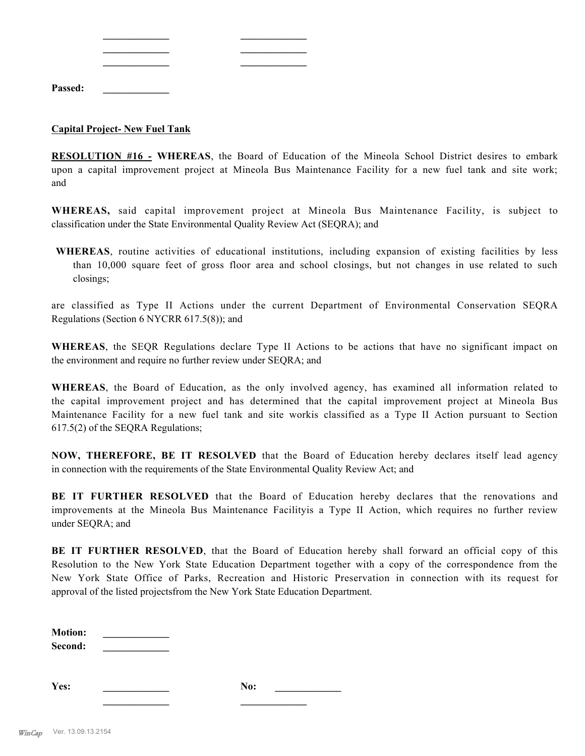_____________ _____________
_____________ _____________
_____________ _____________

**Passed:** _____________

**Capital Project- New Fuel Tank**

**RESOLUTION #16 - WHEREAS**, the Board of Education of the Mineola School District desires to embark upon a capital improvement project at Mineola Bus Maintenance Facility for a new fuel tank and site work; and

**WHEREAS,** said capital improvement project at Mineola Bus Maintenance Facility, is subject to classification under the State Environmental Quality Review Act (SEQRA); and

**WHEREAS**, routine activities of educational institutions, including expansion of existing facilities by less than 10,000 square feet of gross floor area and school closings, but not changes in use related to such closings;

are classified as Type II Actions under the current Department of Environmental Conservation SEQRA Regulations (Section 6 NYCRR 617.5(8)); and

**WHEREAS**, the SEQR Regulations declare Type II Actions to be actions that have no significant impact on the environment and require no further review under SEQRA; and

**WHEREAS**, the Board of Education, as the only involved agency, has examined all information related to the capital improvement project and has determined that the capital improvement project at Mineola Bus Maintenance Facility for a new fuel tank and site workis classified as a Type II Action pursuant to Section 617.5(2) of the SEQRA Regulations;

**NOW, THEREFORE, BE IT RESOLVED** that the Board of Education hereby declares itself lead agency in connection with the requirements of the State Environmental Quality Review Act; and

**BE IT FURTHER RESOLVED** that the Board of Education hereby declares that the renovations and improvements at the Mineola Bus Maintenance Facilityis a Type II Action, which requires no further review under SEQRA; and

**BE IT FURTHER RESOLVED**, that the Board of Education hereby shall forward an official copy of this Resolution to the New York State Education Department together with a copy of the correspondence from the New York State Office of Parks, Recreation and Historic Preservation in connection with its request for approval of the listed projectsfrom the New York State Education Department.

**Motion:** _____________
**Second:** _____________

**Yes:** _____________ **No:** _____________
_____________ _____________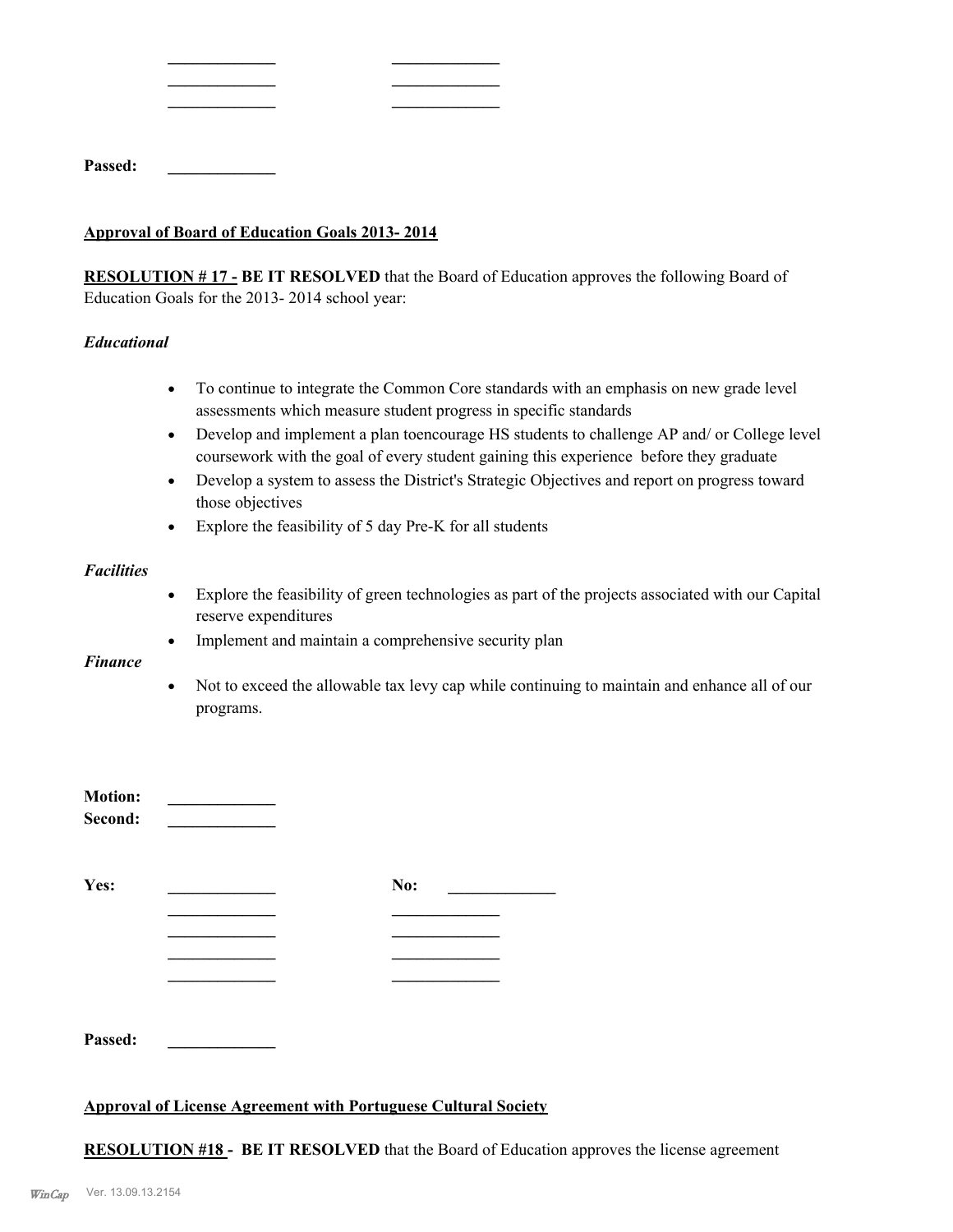| _____________ | _____________ |
|---|---|
| _____________ | _____________ |
| _____________ | _____________ |

**Passed:** _____________

**Approval of Board of Education Goals 2013- 2014**

**RESOLUTION # 17 - BE IT RESOLVED** that the Board of Education approves the following Board of Education Goals for the 2013- 2014 school year:

***Educational***

- To continue to integrate the Common Core standards with an emphasis on new grade level assessments which measure student progress in specific standards
- Develop and implement a plan toencourage HS students to challenge AP and/ or College level coursework with the goal of every student gaining this experience before they graduate
- Develop a system to assess the District's Strategic Objectives and report on progress toward those objectives
- Explore the feasibility of 5 day Pre-K for all students

***Facilities***

- Explore the feasibility of green technologies as part of the projects associated with our Capital reserve expenditures
- Implement and maintain a comprehensive security plan

***Finance***

- Not to exceed the allowable tax levy cap while continuing to maintain and enhance all of our programs.

**Motion:** _____________
**Second:** _____________

| **Yes:** | _____________ | **No:** | _____________ |
|---|---|---|---|
| | _____________ | | _____________ |
| | _____________ | | _____________ |
| | _____________ | | _____________ |
| | _____________ | | _____________ |

**Passed:** _____________

**Approval of License Agreement with Portuguese Cultural Society**

**RESOLUTION #18 - BE IT RESOLVED** that the Board of Education approves the license agreement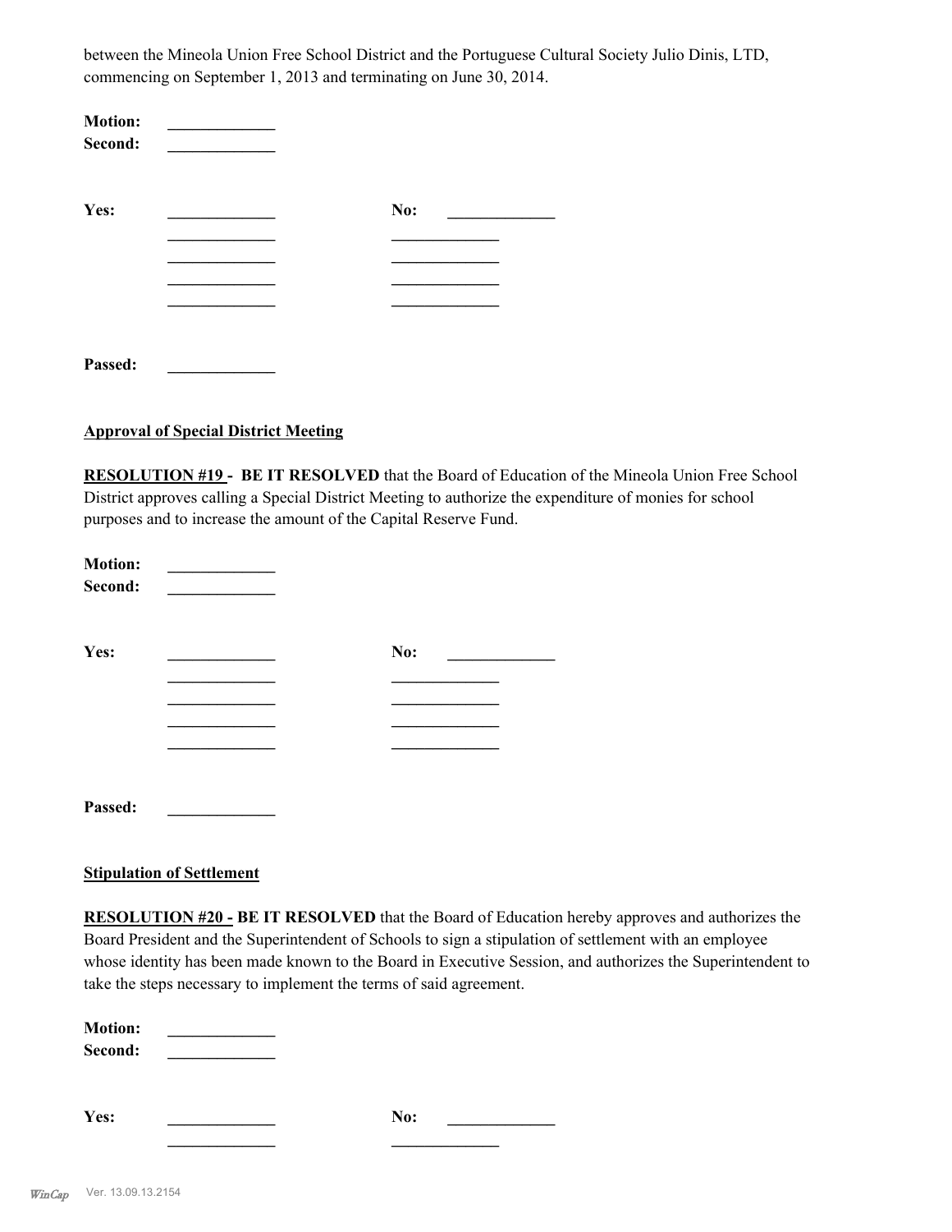between the Mineola Union Free School District and the Portuguese Cultural Society Julio Dinis, LTD, commencing on September 1, 2013 and terminating on June 30, 2014.

**Motion:** _____________
**Second:** _____________

**Yes:** _____________ **No:** _____________
_____________ _____________
_____________ _____________
_____________ _____________
_____________ _____________

**Passed:** _____________

**Approval of Special District Meeting**

**RESOLUTION #19 - BE IT RESOLVED** that the Board of Education of the Mineola Union Free School District approves calling a Special District Meeting to authorize the expenditure of monies for school purposes and to increase the amount of the Capital Reserve Fund.

**Motion:** _____________
**Second:** _____________

**Yes:** _____________ **No:** _____________
_____________ _____________
_____________ _____________
_____________ _____________
_____________ _____________

**Passed:** _____________

**Stipulation of Settlement**

**RESOLUTION #20 - BE IT RESOLVED** that the Board of Education hereby approves and authorizes the Board President and the Superintendent of Schools to sign a stipulation of settlement with an employee whose identity has been made known to the Board in Executive Session, and authorizes the Superintendent to take the steps necessary to implement the terms of said agreement.

**Motion:** _____________
**Second:** _____________

**Yes:** _____________ **No:** _____________
_____________ _____________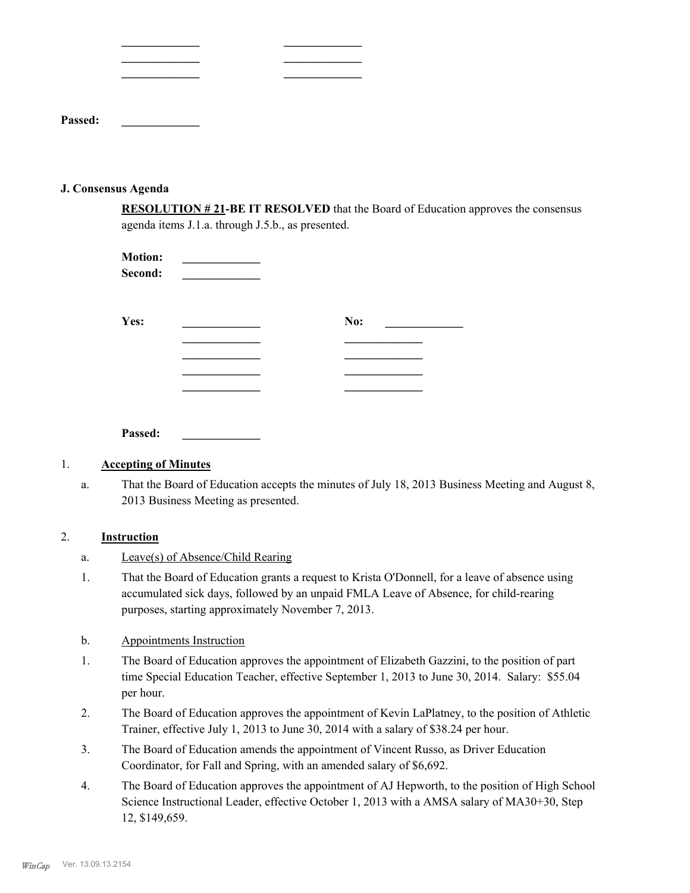_____________ _____________
_____________ _____________
_____________ _____________

**Passed:** _____________

**J. Consensus Agenda**

**RESOLUTION # 21-BE IT RESOLVED** that the Board of Education approves the consensus agenda items J.1.a. through J.5.b., as presented.

**Motion:** _____________
**Second:** _____________

**Yes:** _____________ **No:** _____________
_____________ _____________
_____________ _____________
_____________ _____________
_____________ _____________

**Passed:** _____________

1. **Accepting of Minutes**

   a. That the Board of Education accepts the minutes of July 18, 2013 Business Meeting and August 8, 2013 Business Meeting as presented.

2. **Instruction**

   a. Leave(s) of Absence/Child Rearing

   1. That the Board of Education grants a request to Krista O'Donnell, for a leave of absence using accumulated sick days, followed by an unpaid FMLA Leave of Absence, for child-rearing purposes, starting approximately November 7, 2013.

   b. Appointments Instruction

   1. The Board of Education approves the appointment of Elizabeth Gazzini, to the position of part time Special Education Teacher, effective September 1, 2013 to June 30, 2014. Salary: $55.04 per hour.
   2. The Board of Education approves the appointment of Kevin LaPlatney, to the position of Athletic Trainer, effective July 1, 2013 to June 30, 2014 with a salary of $38.24 per hour.
   3. The Board of Education amends the appointment of Vincent Russo, as Driver Education Coordinator, for Fall and Spring, with an amended salary of $6,692.
   4. The Board of Education approves the appointment of AJ Hepworth, to the position of High School Science Instructional Leader, effective October 1, 2013 with a AMSA salary of MA30+30, Step 12, $149,659.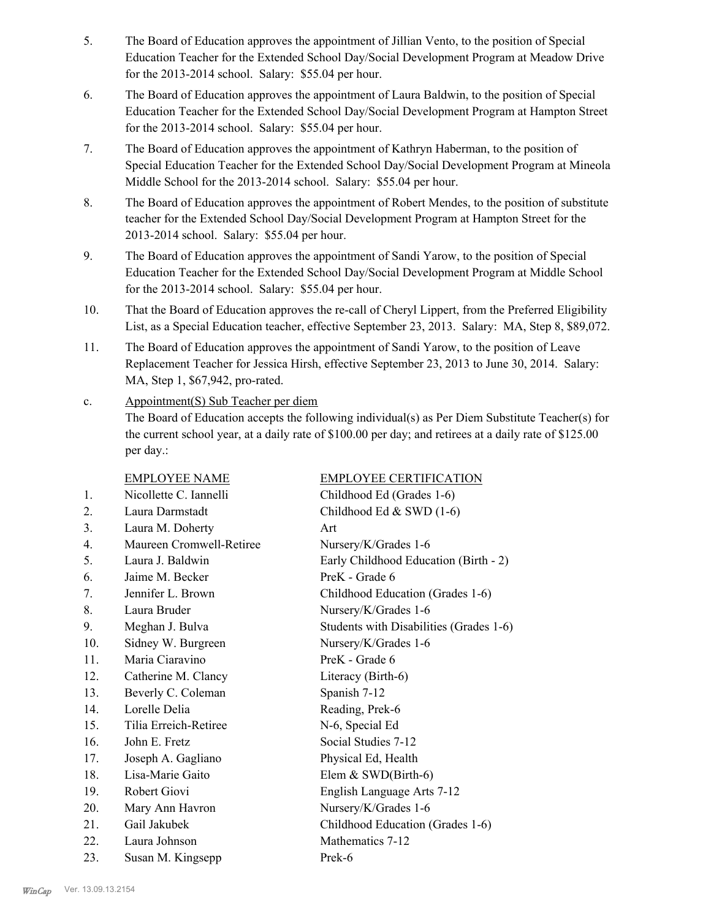5. The Board of Education approves the appointment of Jillian Vento, to the position of Special Education Teacher for the Extended School Day/Social Development Program at Meadow Drive for the 2013-2014 school. Salary: $55.04 per hour.

6. The Board of Education approves the appointment of Laura Baldwin, to the position of Special Education Teacher for the Extended School Day/Social Development Program at Hampton Street for the 2013-2014 school. Salary: $55.04 per hour.

7. The Board of Education approves the appointment of Kathryn Haberman, to the position of Special Education Teacher for the Extended School Day/Social Development Program at Mineola Middle School for the 2013-2014 school. Salary: $55.04 per hour.

8. The Board of Education approves the appointment of Robert Mendes, to the position of substitute teacher for the Extended School Day/Social Development Program at Hampton Street for the 2013-2014 school. Salary: $55.04 per hour.

9. The Board of Education approves the appointment of Sandi Yarow, to the position of Special Education Teacher for the Extended School Day/Social Development Program at Middle School for the 2013-2014 school. Salary: $55.04 per hour.

10. That the Board of Education approves the re-call of Cheryl Lippert, from the Preferred Eligibility List, as a Special Education teacher, effective September 23, 2013. Salary: MA, Step 8, $89,072.

11. The Board of Education approves the appointment of Sandi Yarow, to the position of Leave Replacement Teacher for Jessica Hirsh, effective September 23, 2013 to June 30, 2014. Salary: MA, Step 1, $67,942, pro-rated.

c. Appointment(S) Sub Teacher per diem

The Board of Education accepts the following individual(s) as Per Diem Substitute Teacher(s) for the current school year, at a daily rate of $100.00 per day; and retirees at a daily rate of $125.00 per day.:

| | EMPLOYEE NAME | EMPLOYEE CERTIFICATION |
|---|---|---|
| 1. | Nicollette C. Iannelli | Childhood Ed (Grades 1-6) |
| 2. | Laura Darmstadt | Childhood Ed & SWD (1-6) |
| 3. | Laura M. Doherty | Art |
| 4. | Maureen Cromwell-Retiree | Nursery/K/Grades 1-6 |
| 5. | Laura J. Baldwin | Early Childhood Education (Birth - 2) |
| 6. | Jaime M. Becker | PreK - Grade 6 |
| 7. | Jennifer L. Brown | Childhood Education (Grades 1-6) |
| 8. | Laura Bruder | Nursery/K/Grades 1-6 |
| 9. | Meghan J. Bulva | Students with Disabilities (Grades 1-6) |
| 10. | Sidney W. Burgreen | Nursery/K/Grades 1-6 |
| 11. | Maria Ciaravino | PreK - Grade 6 |
| 12. | Catherine M. Clancy | Literacy (Birth-6) |
| 13. | Beverly C. Coleman | Spanish 7-12 |
| 14. | Lorelle Delia | Reading, Prek-6 |
| 15. | Tilia Erreich-Retiree | N-6, Special Ed |
| 16. | John E. Fretz | Social Studies 7-12 |
| 17. | Joseph A. Gagliano | Physical Ed, Health |
| 18. | Lisa-Marie Gaito | Elem & SWD(Birth-6) |
| 19. | Robert Giovi | English Language Arts 7-12 |
| 20. | Mary Ann Havron | Nursery/K/Grades 1-6 |
| 21. | Gail Jakubek | Childhood Education (Grades 1-6) |
| 22. | Laura Johnson | Mathematics 7-12 |
| 23. | Susan M. Kingsepp | Prek-6 |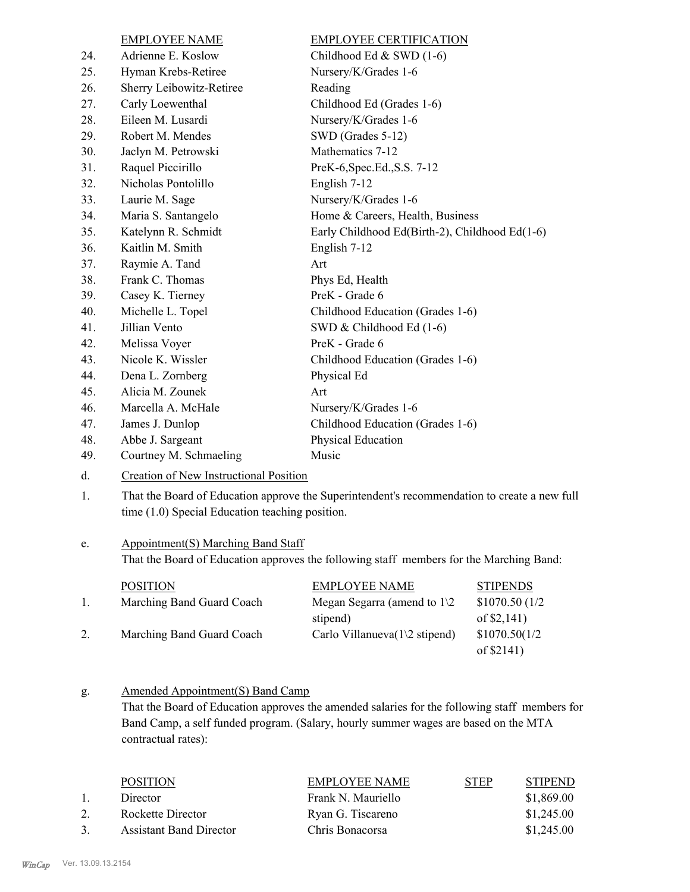| | EMPLOYEE NAME | EMPLOYEE CERTIFICATION |
|---|---|---|
| 24. | Adrienne E. Koslow | Childhood Ed & SWD (1-6) |
| 25. | Hyman Krebs-Retiree | Nursery/K/Grades 1-6 |
| 26. | Sherry Leibowitz-Retiree | Reading |
| 27. | Carly Loewenthal | Childhood Ed (Grades 1-6) |
| 28. | Eileen M. Lusardi | Nursery/K/Grades 1-6 |
| 29. | Robert M. Mendes | SWD (Grades 5-12) |
| 30. | Jaclyn M. Petrowski | Mathematics 7-12 |
| 31. | Raquel Piccirillo | PreK-6,Spec.Ed.,S.S. 7-12 |
| 32. | Nicholas Pontolillo | English 7-12 |
| 33. | Laurie M. Sage | Nursery/K/Grades 1-6 |
| 34. | Maria S. Santangelo | Home & Careers, Health, Business |
| 35. | Katelynn R. Schmidt | Early Childhood Ed(Birth-2), Childhood Ed(1-6) |
| 36. | Kaitlin M. Smith | English 7-12 |
| 37. | Raymie A. Tand | Art |
| 38. | Frank C. Thomas | Phys Ed, Health |
| 39. | Casey K. Tierney | PreK - Grade 6 |
| 40. | Michelle L. Topel | Childhood Education (Grades 1-6) |
| 41. | Jillian Vento | SWD & Childhood Ed (1-6) |
| 42. | Melissa Voyer | PreK - Grade 6 |
| 43. | Nicole K. Wissler | Childhood Education (Grades 1-6) |
| 44. | Dena L. Zornberg | Physical Ed |
| 45. | Alicia M. Zounek | Art |
| 46. | Marcella A. McHale | Nursery/K/Grades 1-6 |
| 47. | James J. Dunlop | Childhood Education (Grades 1-6) |
| 48. | Abbe J. Sargeant | Physical Education |
| 49. | Courtney M. Schmaeling | Music |

d. Creation of New Instructional Position

1. That the Board of Education approve the Superintendent's recommendation to create a new full time (1.0) Special Education teaching position.

e. Appointment(S) Marching Band Staff

That the Board of Education approves the following staff members for the Marching Band:

| | POSITION | EMPLOYEE NAME | STIPENDS |
|---|---|---|---|
| 1. | Marching Band Guard Coach | Megan Segarra (amend to 1\2 stipend) | $1070.50 (1/2 of $2,141) |
| 2. | Marching Band Guard Coach | Carlo Villanueva(1\2 stipend) | $1070.50(1/2 of $2141) |

g. Amended Appointment(S) Band Camp

That the Board of Education approves the amended salaries for the following staff members for Band Camp, a self funded program. (Salary, hourly summer wages are based on the MTA contractual rates):

| | POSITION | EMPLOYEE NAME | STEP | STIPEND |
|---|---|---|---|---|
| 1. | Director | Frank N. Mauriello | | $1,869.00 |
| 2. | Rockette Director | Ryan G. Tiscareno | | $1,245.00 |
| 3. | Assistant Band Director | Chris Bonacorsa | | $1,245.00 |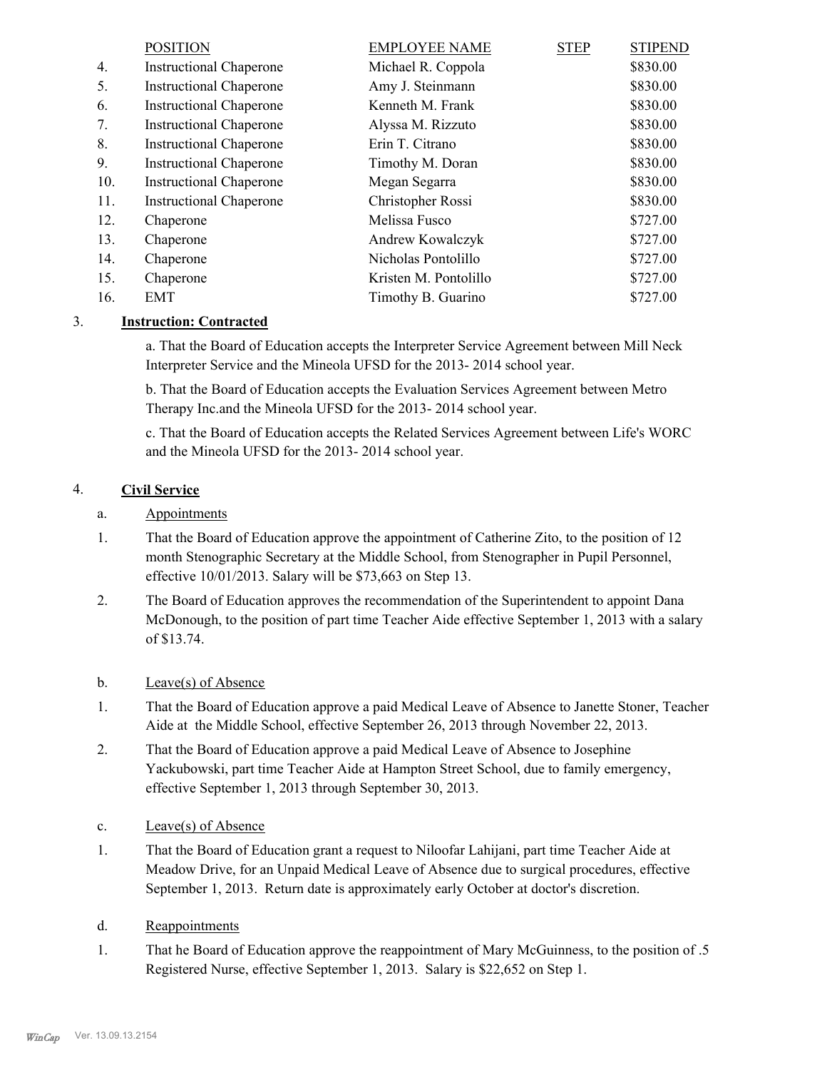| | POSITION | EMPLOYEE NAME | STEP | STIPEND |
|---|---|---|---|---|
| 4. | Instructional Chaperone | Michael R. Coppola | | $830.00 |
| 5. | Instructional Chaperone | Amy J. Steinmann | | $830.00 |
| 6. | Instructional Chaperone | Kenneth M. Frank | | $830.00 |
| 7. | Instructional Chaperone | Alyssa M. Rizzuto | | $830.00 |
| 8. | Instructional Chaperone | Erin T. Citrano | | $830.00 |
| 9. | Instructional Chaperone | Timothy M. Doran | | $830.00 |
| 10. | Instructional Chaperone | Megan Segarra | | $830.00 |
| 11. | Instructional Chaperone | Christopher Rossi | | $830.00 |
| 12. | Chaperone | Melissa Fusco | | $727.00 |
| 13. | Chaperone | Andrew Kowalczyk | | $727.00 |
| 14. | Chaperone | Nicholas Pontolillo | | $727.00 |
| 15. | Chaperone | Kristen M. Pontolillo | | $727.00 |
| 16. | EMT | Timothy B. Guarino | | $727.00 |

3. **Instruction: Contracted**

a. That the Board of Education accepts the Interpreter Service Agreement between Mill Neck Interpreter Service and the Mineola UFSD for the 2013- 2014 school year.

b. That the Board of Education accepts the Evaluation Services Agreement between Metro Therapy Inc.and the Mineola UFSD for the 2013- 2014 school year.

c. That the Board of Education accepts the Related Services Agreement between Life's WORC and the Mineola UFSD for the 2013- 2014 school year.

4. **Civil Service**

a. Appointments

1. That the Board of Education approve the appointment of Catherine Zito, to the position of 12 month Stenographic Secretary at the Middle School, from Stenographer in Pupil Personnel, effective 10/01/2013. Salary will be $73,663 on Step 13.

2. The Board of Education approves the recommendation of the Superintendent to appoint Dana McDonough, to the position of part time Teacher Aide effective September 1, 2013 with a salary of $13.74.

b. Leave(s) of Absence

1. That the Board of Education approve a paid Medical Leave of Absence to Janette Stoner, Teacher Aide at the Middle School, effective September 26, 2013 through November 22, 2013.

2. That the Board of Education approve a paid Medical Leave of Absence to Josephine Yackubowski, part time Teacher Aide at Hampton Street School, due to family emergency, effective September 1, 2013 through September 30, 2013.

c. Leave(s) of Absence

1. That the Board of Education grant a request to Niloofar Lahijani, part time Teacher Aide at Meadow Drive, for an Unpaid Medical Leave of Absence due to surgical procedures, effective September 1, 2013. Return date is approximately early October at doctor's discretion.

d. Reappointments

1. That he Board of Education approve the reappointment of Mary McGuinness, to the position of .5 Registered Nurse, effective September 1, 2013. Salary is $22,652 on Step 1.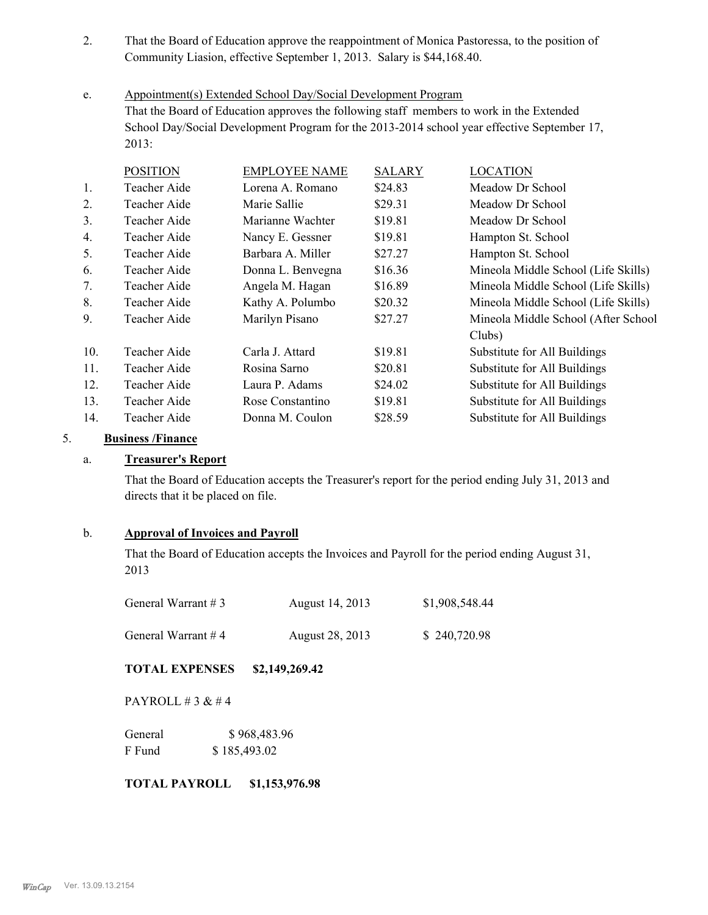2. That the Board of Education approve the reappointment of Monica Pastoressa, to the position of Community Liasion, effective September 1, 2013. Salary is $44,168.40.

e. Appointment(s) Extended School Day/Social Development Program

That the Board of Education approves the following staff members to work in the Extended School Day/Social Development Program for the 2013-2014 school year effective September 17, 2013:

| | POSITION | EMPLOYEE NAME | SALARY | LOCATION |
|---|---|---|---|---|
| 1. | Teacher Aide | Lorena A. Romano | $24.83 | Meadow Dr School |
| 2. | Teacher Aide | Marie Sallie | $29.31 | Meadow Dr School |
| 3. | Teacher Aide | Marianne Wachter | $19.81 | Meadow Dr School |
| 4. | Teacher Aide | Nancy E. Gessner | $19.81 | Hampton St. School |
| 5. | Teacher Aide | Barbara A. Miller | $27.27 | Hampton St. School |
| 6. | Teacher Aide | Donna L. Benvegna | $16.36 | Mineola Middle School (Life Skills) |
| 7. | Teacher Aide | Angela M. Hagan | $16.89 | Mineola Middle School (Life Skills) |
| 8. | Teacher Aide | Kathy A. Polumbo | $20.32 | Mineola Middle School (Life Skills) |
| 9. | Teacher Aide | Marilyn Pisano | $27.27 | Mineola Middle School (After School Clubs) |
| 10. | Teacher Aide | Carla J. Attard | $19.81 | Substitute for All Buildings |
| 11. | Teacher Aide | Rosina Sarno | $20.81 | Substitute for All Buildings |
| 12. | Teacher Aide | Laura P. Adams | $24.02 | Substitute for All Buildings |
| 13. | Teacher Aide | Rose Constantino | $19.81 | Substitute for All Buildings |
| 14. | Teacher Aide | Donna M. Coulon | $28.59 | Substitute for All Buildings |

5. **Business /Finance**

a. **Treasurer's Report**

That the Board of Education accepts the Treasurer's report for the period ending July 31, 2013 and directs that it be placed on file.

b. **Approval of Invoices and Payroll**

That the Board of Education accepts the Invoices and Payroll for the period ending August 31, 2013

| | | |
|---|---|---|
| General Warrant # 3 | August 14, 2013 | $1,908,548.44 |
| General Warrant # 4 | August 28, 2013 | $ 240,720.98 |

**TOTAL EXPENSES $2,149,269.42**

PAYROLL # 3 & # 4

| | |
|---|---|
| General | $ 968,483.96 |
| F Fund | $ 185,493.02 |

**TOTAL PAYROLL $1,153,976.98**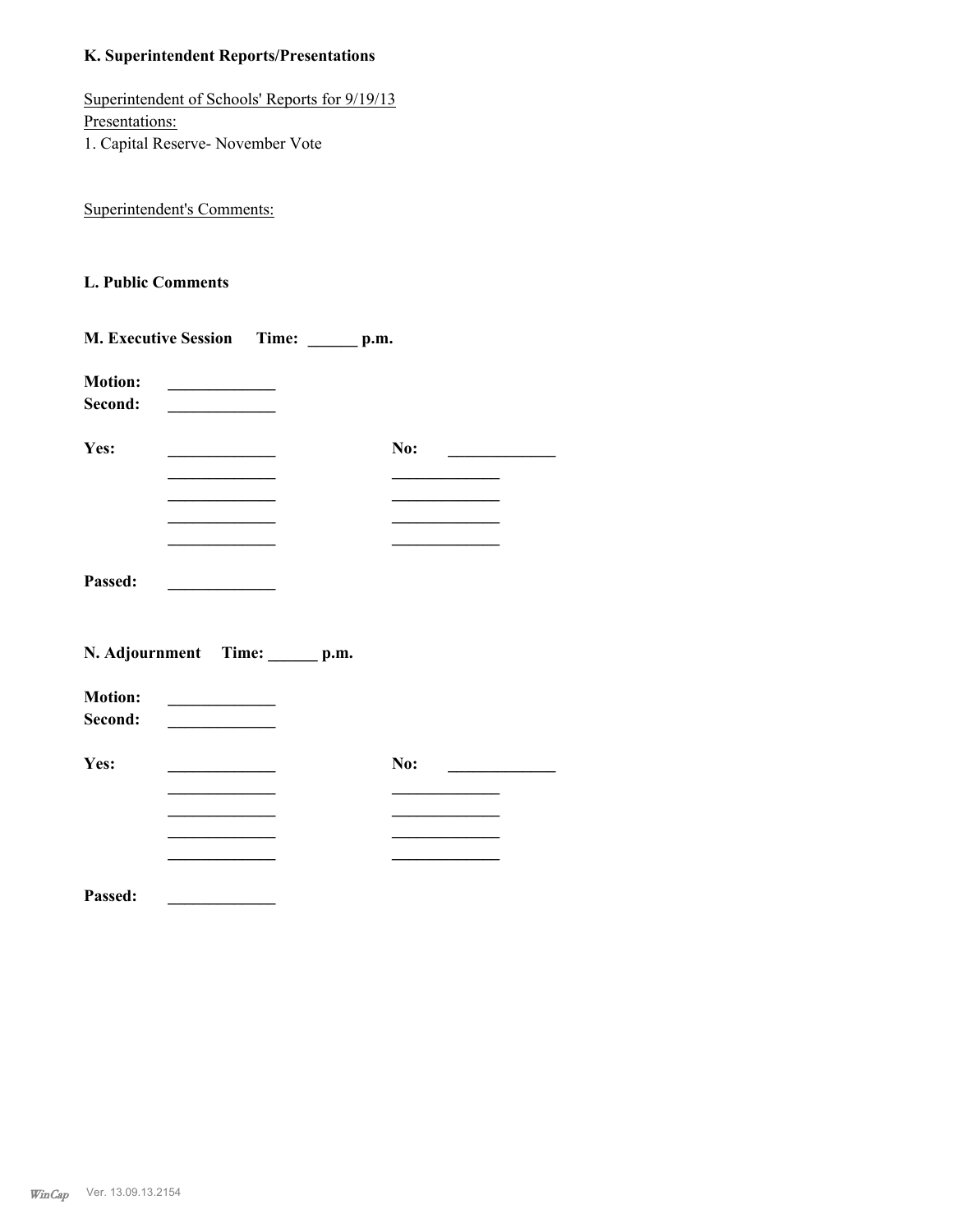## K. Superintendent Reports/Presentations

Superintendent of Schools' Reports for 9/19/13

Presentations:

1. Capital Reserve- November Vote

Superintendent's Comments:

## L. Public Comments

## M. Executive Session Time: ______ p.m.

**Motion:** _____________

**Second:** _____________

| | | | |
|---|---|---|---|
| **Yes:** | _____________ | **No:** | _____________ |
| | _____________ | | _____________ |
| | _____________ | | _____________ |
| | _____________ | | _____________ |
| | _____________ | | _____________ |

**Passed:** _____________

## N. Adjournment Time: ______ p.m.

**Motion:** _____________

**Second:** _____________

| | | | |
|---|---|---|---|
| **Yes:** | _____________ | **No:** | _____________ |
| | _____________ | | _____________ |
| | _____________ | | _____________ |
| | _____________ | | _____________ |
| | _____________ | | _____________ |

**Passed:** _____________